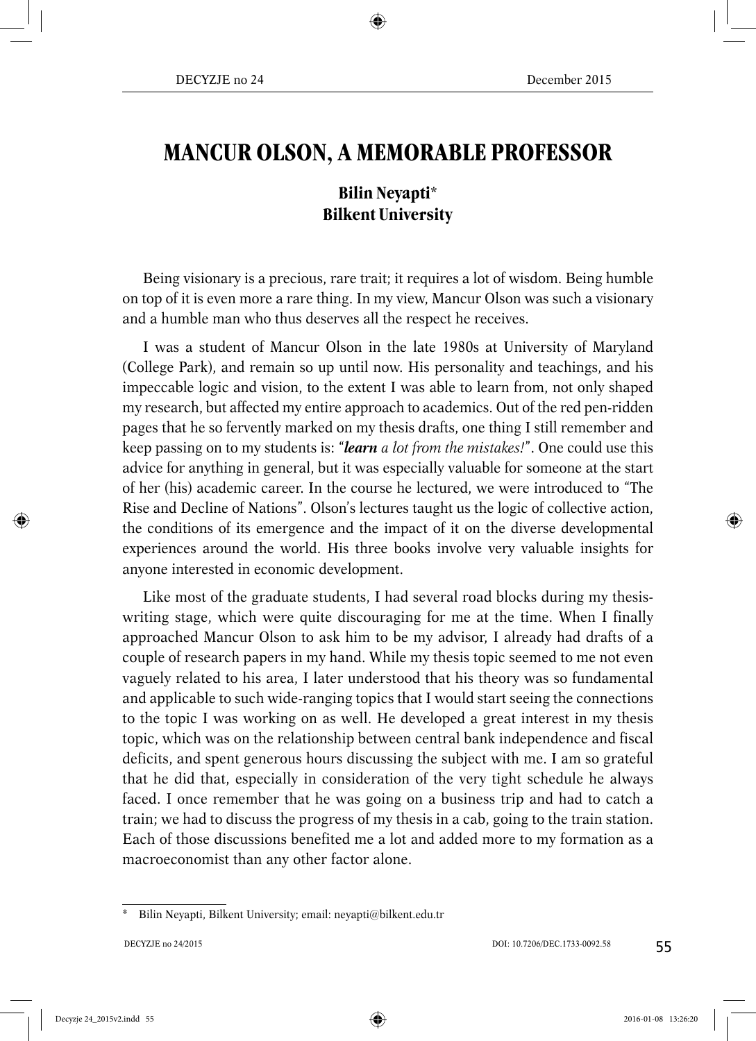# MANCUR OLSON, A MEMORABLE PROFESSOR

**Bilin Neyapti*[*]**
**Bilkent University**

Being visionary is a precious, rare trait; it requires a lot of wisdom. Being humble on top of it is even more a rare thing. In my view, Mancur Olson was such a visionary and a humble man who thus deserves all the respect he receives.

I was a student of Mancur Olson in the late 1980s at University of Maryland (College Park), and remain so up until now. His personality and teachings, and his impeccable logic and vision, to the extent I was able to learn from, not only shaped my research, but affected my entire approach to academics. Out of the red pen-ridden pages that he so fervently marked on my thesis drafts, one thing I still remember and keep passing on to my students is: "***learn** a lot from the mistakes!*". One could use this advice for anything in general, but it was especially valuable for someone at the start of her (his) academic career. In the course he lectured, we were introduced to "The Rise and Decline of Nations". Olson's lectures taught us the logic of collective action, the conditions of its emergence and the impact of it on the diverse developmental experiences around the world. His three books involve very valuable insights for anyone interested in economic development.

Like most of the graduate students, I had several road blocks during my thesis-writing stage, which were quite discouraging for me at the time. When I finally approached Mancur Olson to ask him to be my advisor, I already had drafts of a couple of research papers in my hand. While my thesis topic seemed to me not even vaguely related to his area, I later understood that his theory was so fundamental and applicable to such wide-ranging topics that I would start seeing the connections to the topic I was working on as well. He developed a great interest in my thesis topic, which was on the relationship between central bank independence and fiscal deficits, and spent generous hours discussing the subject with me. I am so grateful that he did that, especially in consideration of the very tight schedule he always faced. I once remember that he was going on a business trip and had to catch a train; we had to discuss the progress of my thesis in a cab, going to the train station. Each of those discussions benefited me a lot and added more to my formation as a macroeconomist than any other factor alone.

---

[*] Bilin Neyapti, Bilkent University; email: neyapti@bilkent.edu.tr

DOI: 10.7206/DEC.1733-0092.58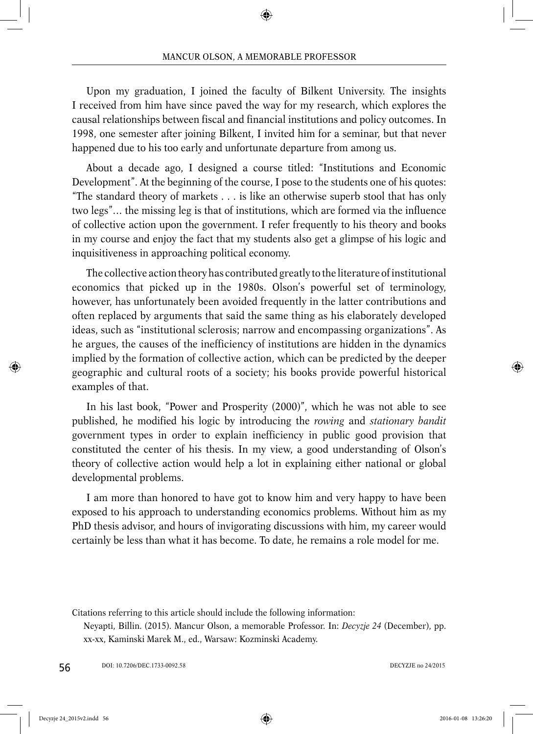Upon my graduation, I joined the faculty of Bilkent University. The insights I received from him have since paved the way for my research, which explores the causal relationships between fiscal and financial institutions and policy outcomes. In 1998, one semester after joining Bilkent, I invited him for a seminar, but that never happened due to his too early and unfortunate departure from among us.

About a decade ago, I designed a course titled: "Institutions and Economic Development". At the beginning of the course, I pose to the students one of his quotes: "The standard theory of markets . . . is like an otherwise superb stool that has only two legs"… the missing leg is that of institutions, which are formed via the influence of collective action upon the government. I refer frequently to his theory and books in my course and enjoy the fact that my students also get a glimpse of his logic and inquisitiveness in approaching political economy.

The collective action theory has contributed greatly to the literature of institutional economics that picked up in the 1980s. Olson's powerful set of terminology, however, has unfortunately been avoided frequently in the latter contributions and often replaced by arguments that said the same thing as his elaborately developed ideas, such as "institutional sclerosis; narrow and encompassing organizations". As he argues, the causes of the inefficiency of institutions are hidden in the dynamics implied by the formation of collective action, which can be predicted by the deeper geographic and cultural roots of a society; his books provide powerful historical examples of that.

In his last book, "Power and Prosperity (2000)", which he was not able to see published, he modified his logic by introducing the *rowing* and *stationary bandit* government types in order to explain inefficiency in public good provision that constituted the center of his thesis. In my view, a good understanding of Olson's theory of collective action would help a lot in explaining either national or global developmental problems.

I am more than honored to have got to know him and very happy to have been exposed to his approach to understanding economics problems. Without him as my PhD thesis advisor, and hours of invigorating discussions with him, my career would certainly be less than what it has become. To date, he remains a role model for me.

Citations referring to this article should include the following information:

Neyapti, Billin. (2015). Mancur Olson, a memorable Professor. In: *Decyzje 24* (December), pp. xx-xx, Kaminski Marek M., ed., Warsaw: Kozminski Academy.

DOI: 10.7206/DEC.1733-0092.58